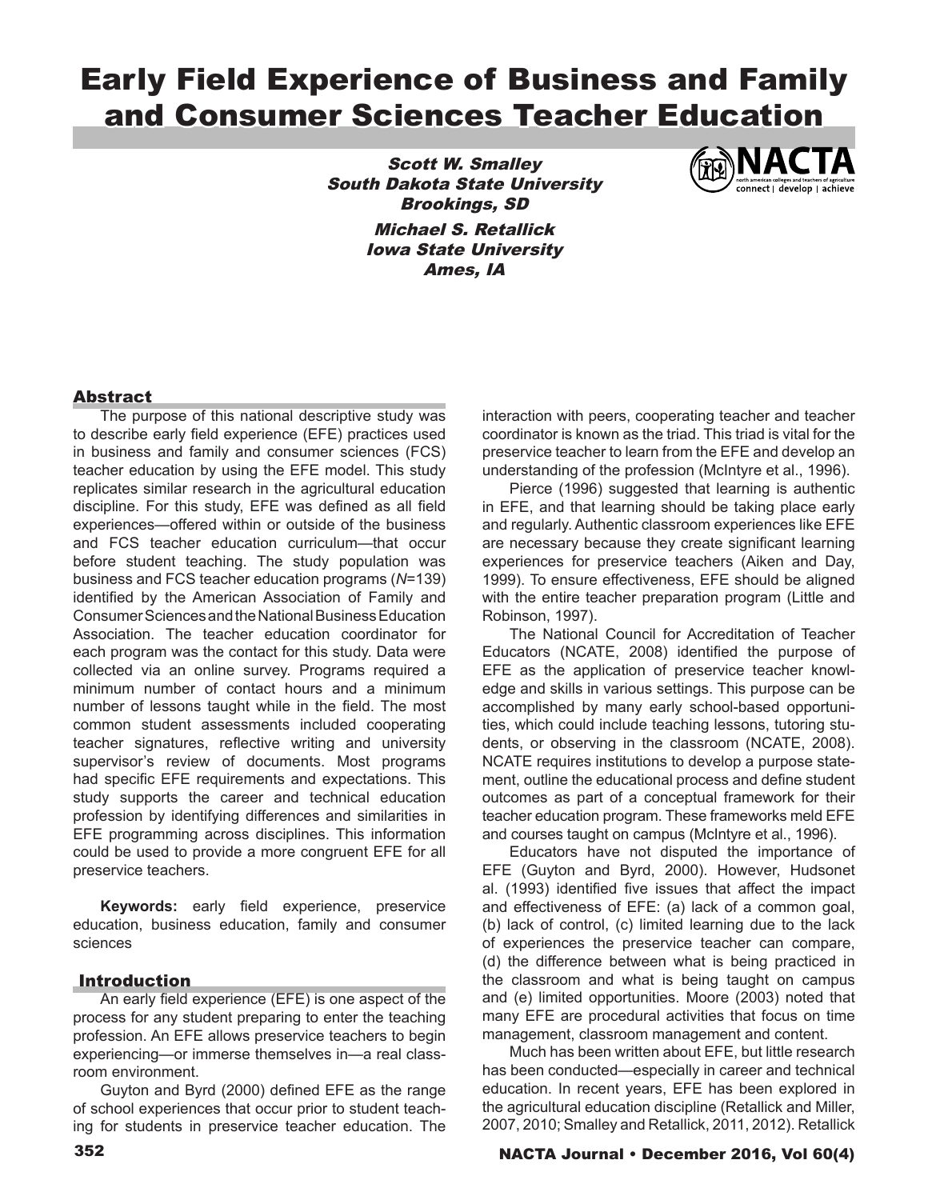# Early Field Experience of Business and Family and Consumer Sciences Teacher Education

***Scott W. Smalley***
***South Dakota State University***
***Brookings, SD***

***Michael S. Retallick***
***Iowa State University***
***Ames, IA***

## Abstract

The purpose of this national descriptive study was to describe early field experience (EFE) practices used in business and family and consumer sciences (FCS) teacher education by using the EFE model. This study replicates similar research in the agricultural education discipline. For this study, EFE was defined as all field experiences—offered within or outside of the business and FCS teacher education curriculum—that occur before student teaching. The study population was business and FCS teacher education programs (*N*=139) identified by the American Association of Family and Consumer Sciences and the National Business Education Association. The teacher education coordinator for each program was the contact for this study. Data were collected via an online survey. Programs required a minimum number of contact hours and a minimum number of lessons taught while in the field. The most common student assessments included cooperating teacher signatures, reflective writing and university supervisor's review of documents. Most programs had specific EFE requirements and expectations. This study supports the career and technical education profession by identifying differences and similarities in EFE programming across disciplines. This information could be used to provide a more congruent EFE for all preservice teachers.

**Keywords:** early field experience, preservice education, business education, family and consumer sciences

## Introduction

An early field experience (EFE) is one aspect of the process for any student preparing to enter the teaching profession. An EFE allows preservice teachers to begin experiencing—or immerse themselves in—a real classroom environment.

Guyton and Byrd (2000) defined EFE as the range of school experiences that occur prior to student teaching for students in preservice teacher education. The interaction with peers, cooperating teacher and teacher coordinator is known as the triad. This triad is vital for the preservice teacher to learn from the EFE and develop an understanding of the profession (McIntyre et al., 1996).

Pierce (1996) suggested that learning is authentic in EFE, and that learning should be taking place early and regularly. Authentic classroom experiences like EFE are necessary because they create significant learning experiences for preservice teachers (Aiken and Day, 1999). To ensure effectiveness, EFE should be aligned with the entire teacher preparation program (Little and Robinson, 1997).

The National Council for Accreditation of Teacher Educators (NCATE, 2008) identified the purpose of EFE as the application of preservice teacher knowledge and skills in various settings. This purpose can be accomplished by many early school-based opportunities, which could include teaching lessons, tutoring students, or observing in the classroom (NCATE, 2008). NCATE requires institutions to develop a purpose statement, outline the educational process and define student outcomes as part of a conceptual framework for their teacher education program. These frameworks meld EFE and courses taught on campus (McIntyre et al., 1996).

Educators have not disputed the importance of EFE (Guyton and Byrd, 2000). However, Hudsonet al. (1993) identified five issues that affect the impact and effectiveness of EFE: (a) lack of a common goal, (b) lack of control, (c) limited learning due to the lack of experiences the preservice teacher can compare, (d) the difference between what is being practiced in the classroom and what is being taught on campus and (e) limited opportunities. Moore (2003) noted that many EFE are procedural activities that focus on time management, classroom management and content.

Much has been written about EFE, but little research has been conducted—especially in career and technical education. In recent years, EFE has been explored in the agricultural education discipline (Retallick and Miller, 2007, 2010; Smalley and Retallick, 2011, 2012). Retallick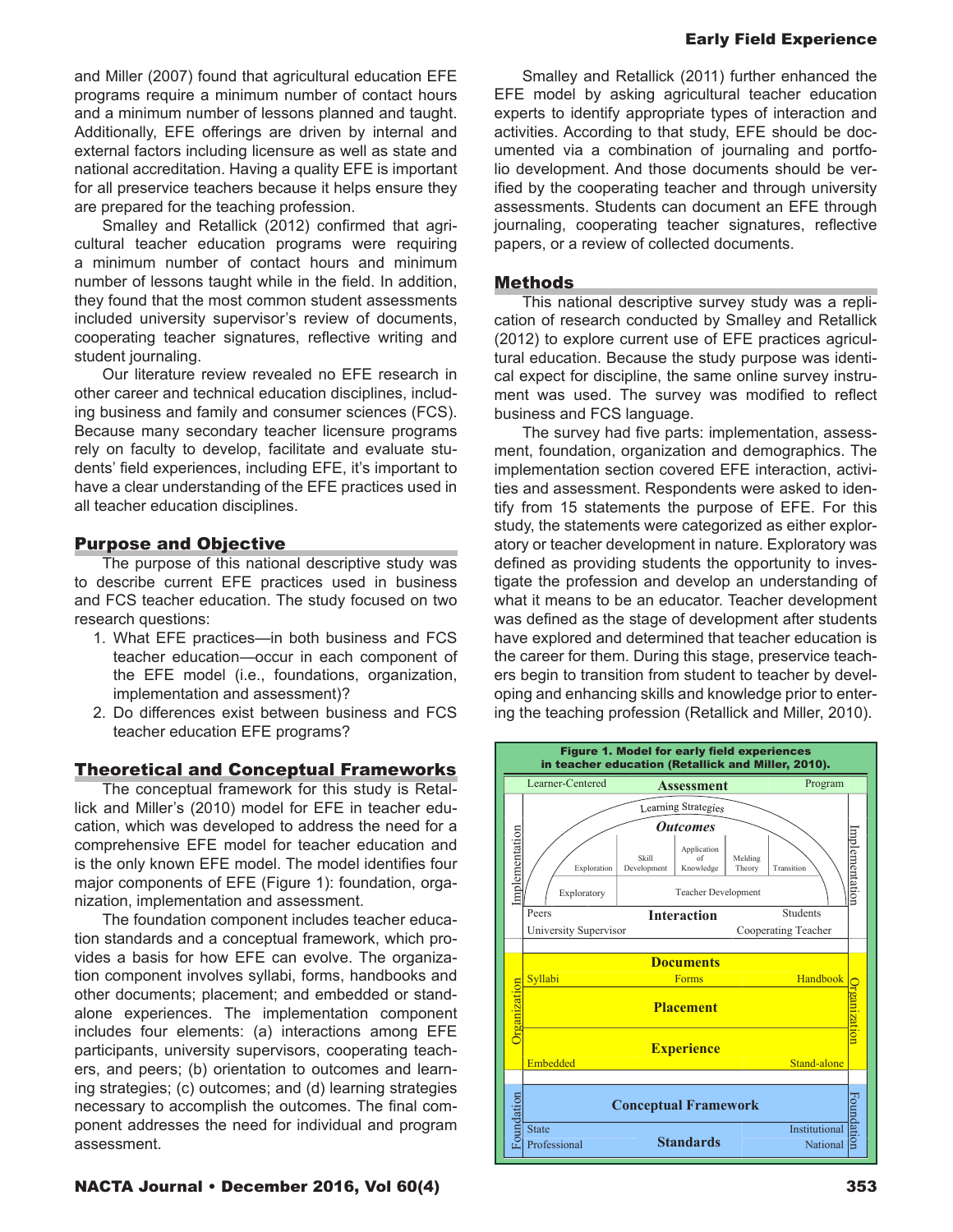and Miller (2007) found that agricultural education EFE programs require a minimum number of contact hours and a minimum number of lessons planned and taught. Additionally, EFE offerings are driven by internal and external factors including licensure as well as state and national accreditation. Having a quality EFE is important for all preservice teachers because it helps ensure they are prepared for the teaching profession.

Smalley and Retallick (2012) confirmed that agricultural teacher education programs were requiring a minimum number of contact hours and minimum number of lessons taught while in the field. In addition, they found that the most common student assessments included university supervisor's review of documents, cooperating teacher signatures, reflective writing and student journaling.

Our literature review revealed no EFE research in other career and technical education disciplines, including business and family and consumer sciences (FCS). Because many secondary teacher licensure programs rely on faculty to develop, facilitate and evaluate students' field experiences, including EFE, it's important to have a clear understanding of the EFE practices used in all teacher education disciplines.

## Purpose and Objective

The purpose of this national descriptive study was to describe current EFE practices used in business and FCS teacher education. The study focused on two research questions:

1. What EFE practices—in both business and FCS teacher education—occur in each component of the EFE model (i.e., foundations, organization, implementation and assessment)?
2. Do differences exist between business and FCS teacher education EFE programs?

## Theoretical and Conceptual Frameworks

The conceptual framework for this study is Retallick and Miller's (2010) model for EFE in teacher education, which was developed to address the need for a comprehensive EFE model for teacher education and is the only known EFE model. The model identifies four major components of EFE (Figure 1): foundation, organization, implementation and assessment.

The foundation component includes teacher education standards and a conceptual framework, which provides a basis for how EFE can evolve. The organization component involves syllabi, forms, handbooks and other documents; placement; and embedded or stand-alone experiences. The implementation component includes four elements: (a) interactions among EFE participants, university supervisors, cooperating teachers, and peers; (b) orientation to outcomes and learning strategies; (c) outcomes; and (d) learning strategies necessary to accomplish the outcomes. The final component addresses the need for individual and program assessment.

Smalley and Retallick (2011) further enhanced the EFE model by asking agricultural teacher education experts to identify appropriate types of interaction and activities. According to that study, EFE should be documented via a combination of journaling and portfolio development. And those documents should be verified by the cooperating teacher and through university assessments. Students can document an EFE through journaling, cooperating teacher signatures, reflective papers, or a review of collected documents.

## Methods

This national descriptive survey study was a replication of research conducted by Smalley and Retallick (2012) to explore current use of EFE practices agricultural education. Because the study purpose was identical expect for discipline, the same online survey instrument was used. The survey was modified to reflect business and FCS language.

The survey had five parts: implementation, assessment, foundation, organization and demographics. The implementation section covered EFE interaction, activities and assessment. Respondents were asked to identify from 15 statements the purpose of EFE. For this study, the statements were categorized as either exploratory or teacher development in nature. Exploratory was defined as providing students the opportunity to investigate the profession and develop an understanding of what it means to be an educator. Teacher development was defined as the stage of development after students have explored and determined that teacher education is the career for them. During this stage, preservice teachers begin to transition from student to teacher by developing and enhancing skills and knowledge prior to entering the teaching profession (Retallick and Miller, 2010).

**Figure 1. Model for early field experiences in teacher education (Retallick and Miller, 2010).**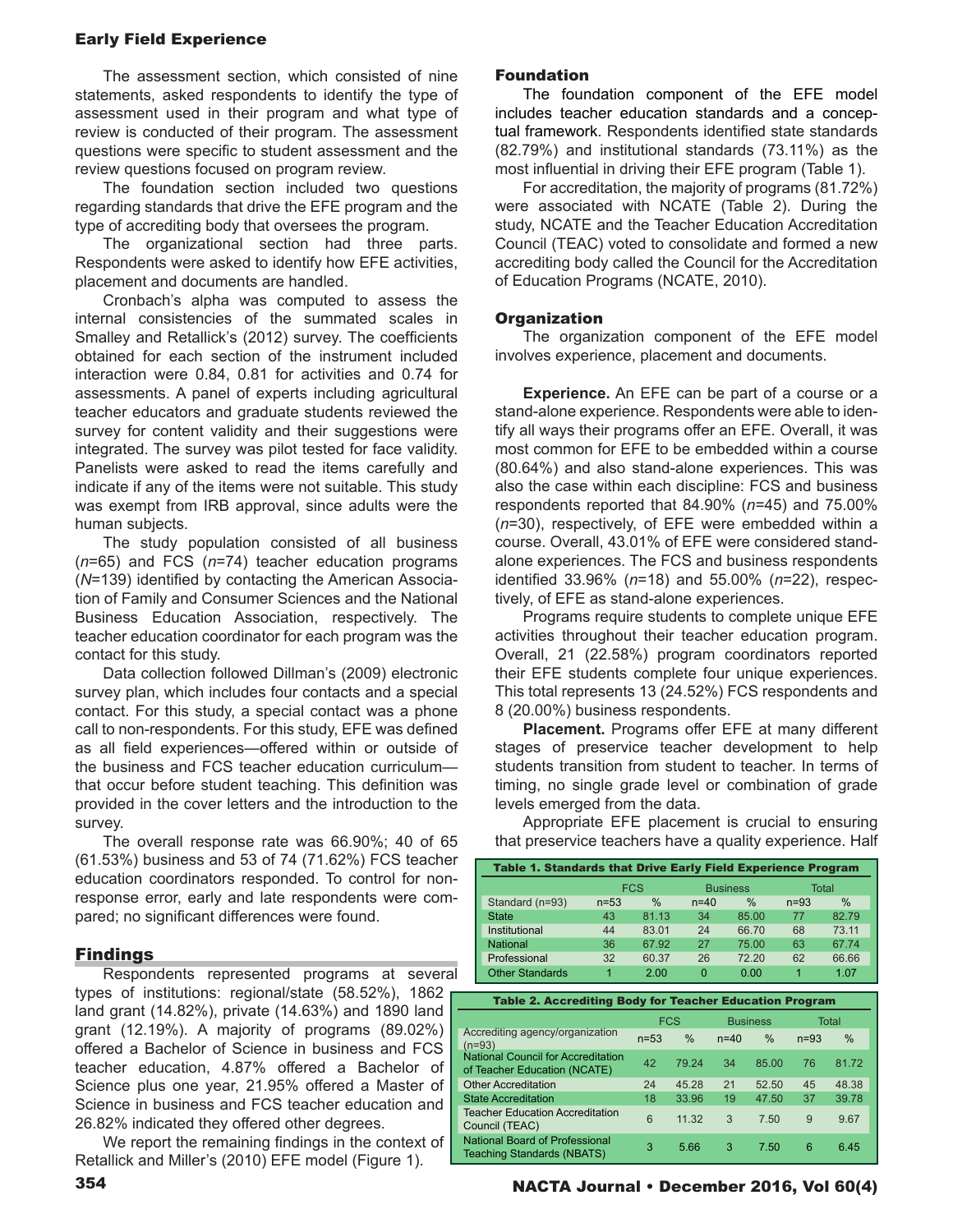The assessment section, which consisted of nine statements, asked respondents to identify the type of assessment used in their program and what type of review is conducted of their program. The assessment questions were specific to student assessment and the review questions focused on program review.

The foundation section included two questions regarding standards that drive the EFE program and the type of accrediting body that oversees the program.

The organizational section had three parts. Respondents were asked to identify how EFE activities, placement and documents are handled.

Cronbach's alpha was computed to assess the internal consistencies of the summated scales in Smalley and Retallick's (2012) survey. The coefficients obtained for each section of the instrument included interaction were 0.84, 0.81 for activities and 0.74 for assessments. A panel of experts including agricultural teacher educators and graduate students reviewed the survey for content validity and their suggestions were integrated. The survey was pilot tested for face validity. Panelists were asked to read the items carefully and indicate if any of the items were not suitable. This study was exempt from IRB approval, since adults were the human subjects.

The study population consisted of all business (*n*=65) and FCS (*n*=74) teacher education programs (*N*=139) identified by contacting the American Association of Family and Consumer Sciences and the National Business Education Association, respectively. The teacher education coordinator for each program was the contact for this study.

Data collection followed Dillman's (2009) electronic survey plan, which includes four contacts and a special contact. For this study, a special contact was a phone call to non-respondents. For this study, EFE was defined as all field experiences—offered within or outside of the business and FCS teacher education curriculum—that occur before student teaching. This definition was provided in the cover letters and the introduction to the survey.

The overall response rate was 66.90%; 40 of 65 (61.53%) business and 53 of 74 (71.62%) FCS teacher education coordinators responded. To control for non-response error, early and late respondents were compared; no significant differences were found.

## Findings

Respondents represented programs at several types of institutions: regional/state (58.52%), 1862 land grant (14.82%), private (14.63%) and 1890 land grant (12.19%). A majority of programs (89.02%) offered a Bachelor of Science in business and FCS teacher education, 4.87% offered a Bachelor of Science plus one year, 21.95% offered a Master of Science in business and FCS teacher education and 26.82% indicated they offered other degrees.

We report the remaining findings in the context of Retallick and Miller's (2010) EFE model (Figure 1).

### Foundation

The foundation component of the EFE model includes teacher education standards and a conceptual framework. Respondents identified state standards (82.79%) and institutional standards (73.11%) as the most influential in driving their EFE program (Table 1).

For accreditation, the majority of programs (81.72%) were associated with NCATE (Table 2). During the study, NCATE and the Teacher Education Accreditation Council (TEAC) voted to consolidate and formed a new accrediting body called the Council for the Accreditation of Education Programs (NCATE, 2010).

### Organization

The organization component of the EFE model involves experience, placement and documents.

**Experience.** An EFE can be part of a course or a stand-alone experience. Respondents were able to identify all ways their programs offer an EFE. Overall, it was most common for EFE to be embedded within a course (80.64%) and also stand-alone experiences. This was also the case within each discipline: FCS and business respondents reported that 84.90% (*n*=45) and 75.00% (*n*=30), respectively, of EFE were embedded within a course. Overall, 43.01% of EFE were considered stand-alone experiences. The FCS and business respondents identified 33.96% (*n*=18) and 55.00% (*n*=22), respectively, of EFE as stand-alone experiences.

Programs require students to complete unique EFE activities throughout their teacher education program. Overall, 21 (22.58%) program coordinators reported their EFE students complete four unique experiences. This total represents 13 (24.52%) FCS respondents and 8 (20.00%) business respondents.

**Placement.** Programs offer EFE at many different stages of preservice teacher development to help students transition from student to teacher. In terms of timing, no single grade level or combination of grade levels emerged from the data.

Appropriate EFE placement is crucial to ensuring that preservice teachers have a quality experience. Half

**Table 1. Standards that Drive Early Field Experience Program**

| | FCS | | Business | | Total | |
|---|---|---|---|---|---|---|
| Standard (n=93) | n=53 | % | n=40 | % | n=93 | % |
| State | 43 | 81.13 | 34 | 85.00 | 77 | 82.79 |
| Institutional | 44 | 83.01 | 24 | 66.70 | 68 | 73.11 |
| National | 36 | 67.92 | 27 | 75.00 | 63 | 67.74 |
| Professional | 32 | 60.37 | 26 | 72.20 | 62 | 66.66 |
| Other Standards | 1 | 2.00 | 0 | 0.00 | 1 | 1.07 |

**Table 2. Accrediting Body for Teacher Education Program**

| | FCS | | Business | | Total | |
|---|---|---|---|---|---|---|
| Accrediting agency/organization (n=93) | n=53 | % | n=40 | % | n=93 | % |
| National Council for Accreditation of Teacher Education (NCATE) | 42 | 79.24 | 34 | 85.00 | 76 | 81.72 |
| Other Accreditation | 24 | 45.28 | 21 | 52.50 | 45 | 48.38 |
| State Accreditation | 18 | 33.96 | 19 | 47.50 | 37 | 39.78 |
| Teacher Education Accreditation Council (TEAC) | 6 | 11.32 | 3 | 7.50 | 9 | 9.67 |
| National Board of Professional Teaching Standards (NBATS) | 3 | 5.66 | 3 | 7.50 | 6 | 6.45 |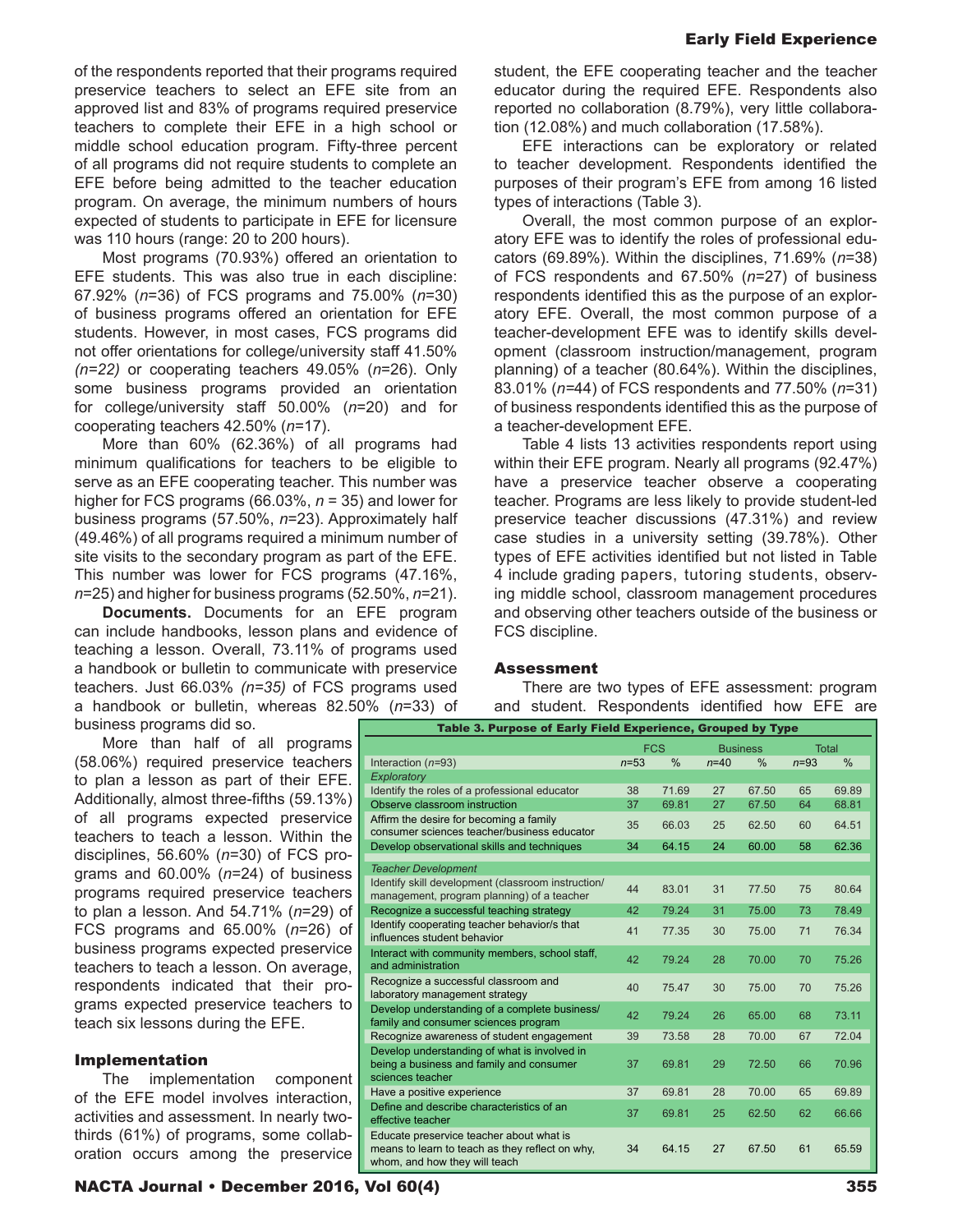of the respondents reported that their programs required preservice teachers to select an EFE site from an approved list and 83% of programs required preservice teachers to complete their EFE in a high school or middle school education program. Fifty-three percent of all programs did not require students to complete an EFE before being admitted to the teacher education program. On average, the minimum numbers of hours expected of students to participate in EFE for licensure was 110 hours (range: 20 to 200 hours).

Most programs (70.93%) offered an orientation to EFE students. This was also true in each discipline: 67.92% (*n*=36) of FCS programs and 75.00% (*n*=30) of business programs offered an orientation for EFE students. However, in most cases, FCS programs did not offer orientations for college/university staff 41.50% *(n=22)* or cooperating teachers 49.05% (*n*=26). Only some business programs provided an orientation for college/university staff 50.00% (*n*=20) and for cooperating teachers 42.50% (*n*=17).

More than 60% (62.36%) of all programs had minimum qualifications for teachers to be eligible to serve as an EFE cooperating teacher. This number was higher for FCS programs (66.03%, *n* = 35) and lower for business programs (57.50%, *n*=23). Approximately half (49.46%) of all programs required a minimum number of site visits to the secondary program as part of the EFE. This number was lower for FCS programs (47.16%, *n*=25) and higher for business programs (52.50%, *n*=21).

**Documents.** Documents for an EFE program can include handbooks, lesson plans and evidence of teaching a lesson. Overall, 73.11% of programs used a handbook or bulletin to communicate with preservice teachers. Just 66.03% *(n=35)* of FCS programs used a handbook or bulletin, whereas 82.50% (*n*=33) of business programs did so.

More than half of all programs (58.06%) required preservice teachers to plan a lesson as part of their EFE. Additionally, almost three-fifths (59.13%) of all programs expected preservice teachers to teach a lesson. Within the disciplines, 56.60% (*n*=30) of FCS programs and 60.00% (*n*=24) of business programs required preservice teachers to plan a lesson. And 54.71% (*n*=29) of FCS programs and 65.00% (*n*=26) of business programs expected preservice teachers to teach a lesson. On average, respondents indicated that their programs expected preservice teachers to teach six lessons during the EFE.

## Implementation

The implementation component of the EFE model involves interaction, activities and assessment. In nearly two-thirds (61%) of programs, some collaboration occurs among the preservice student, the EFE cooperating teacher and the teacher educator during the required EFE. Respondents also reported no collaboration (8.79%), very little collaboration (12.08%) and much collaboration (17.58%).

EFE interactions can be exploratory or related to teacher development. Respondents identified the purposes of their program's EFE from among 16 listed types of interactions (Table 3).

Overall, the most common purpose of an exploratory EFE was to identify the roles of professional educators (69.89%). Within the disciplines, 71.69% (*n*=38) of FCS respondents and 67.50% (*n*=27) of business respondents identified this as the purpose of an exploratory EFE. Overall, the most common purpose of a teacher-development EFE was to identify skills development (classroom instruction/management, program planning) of a teacher (80.64%). Within the disciplines, 83.01% (*n*=44) of FCS respondents and 77.50% (*n*=31) of business respondents identified this as the purpose of a teacher-development EFE.

Table 4 lists 13 activities respondents report using within their EFE program. Nearly all programs (92.47%) have a preservice teacher observe a cooperating teacher. Programs are less likely to provide student-led preservice teacher discussions (47.31%) and review case studies in a university setting (39.78%). Other types of EFE activities identified but not listed in Table 4 include grading papers, tutoring students, observing middle school, classroom management procedures and observing other teachers outside of the business or FCS discipline.

## Assessment

There are two types of EFE assessment: program and student. Respondents identified how EFE are

**Table 3. Purpose of Early Field Experience, Grouped by Type**

| | FCS | | Business | | Total | |
|---|---|---|---|---|---|---|
| Interaction (*n*=93) | *n*=53 | % | *n*=40 | % | *n*=93 | % |
| *Exploratory* | | | | | | |
| Identify the roles of a professional educator | 38 | 71.69 | 27 | 67.50 | 65 | 69.89 |
| Observe classroom instruction | 37 | 69.81 | 27 | 67.50 | 64 | 68.81 |
| Affirm the desire for becoming a family consumer sciences teacher/business educator | 35 | 66.03 | 25 | 62.50 | 60 | 64.51 |
| Develop observational skills and techniques | 34 | 64.15 | 24 | 60.00 | 58 | 62.36 |
| *Teacher Development* | | | | | | |
| Identify skill development (classroom instruction/management, program planning) of a teacher | 44 | 83.01 | 31 | 77.50 | 75 | 80.64 |
| Recognize a successful teaching strategy | 42 | 79.24 | 31 | 75.00 | 73 | 78.49 |
| Identify cooperating teacher behavior/s that influences student behavior | 41 | 77.35 | 30 | 75.00 | 71 | 76.34 |
| Interact with community members, school staff, and administration | 42 | 79.24 | 28 | 70.00 | 70 | 75.26 |
| Recognize a successful classroom and laboratory management strategy | 40 | 75.47 | 30 | 75.00 | 70 | 75.26 |
| Develop understanding of a complete business/family and consumer sciences program | 42 | 79.24 | 26 | 65.00 | 68 | 73.11 |
| Recognize awareness of student engagement | 39 | 73.58 | 28 | 70.00 | 67 | 72.04 |
| Develop understanding of what is involved in being a business and family and consumer sciences teacher | 37 | 69.81 | 29 | 72.50 | 66 | 70.96 |
| Have a positive experience | 37 | 69.81 | 28 | 70.00 | 65 | 69.89 |
| Define and describe characteristics of an effective teacher | 37 | 69.81 | 25 | 62.50 | 62 | 66.66 |
| Educate preservice teacher about what is means to learn to teach as they reflect on why, whom, and how they will teach | 34 | 64.15 | 27 | 67.50 | 61 | 65.59 |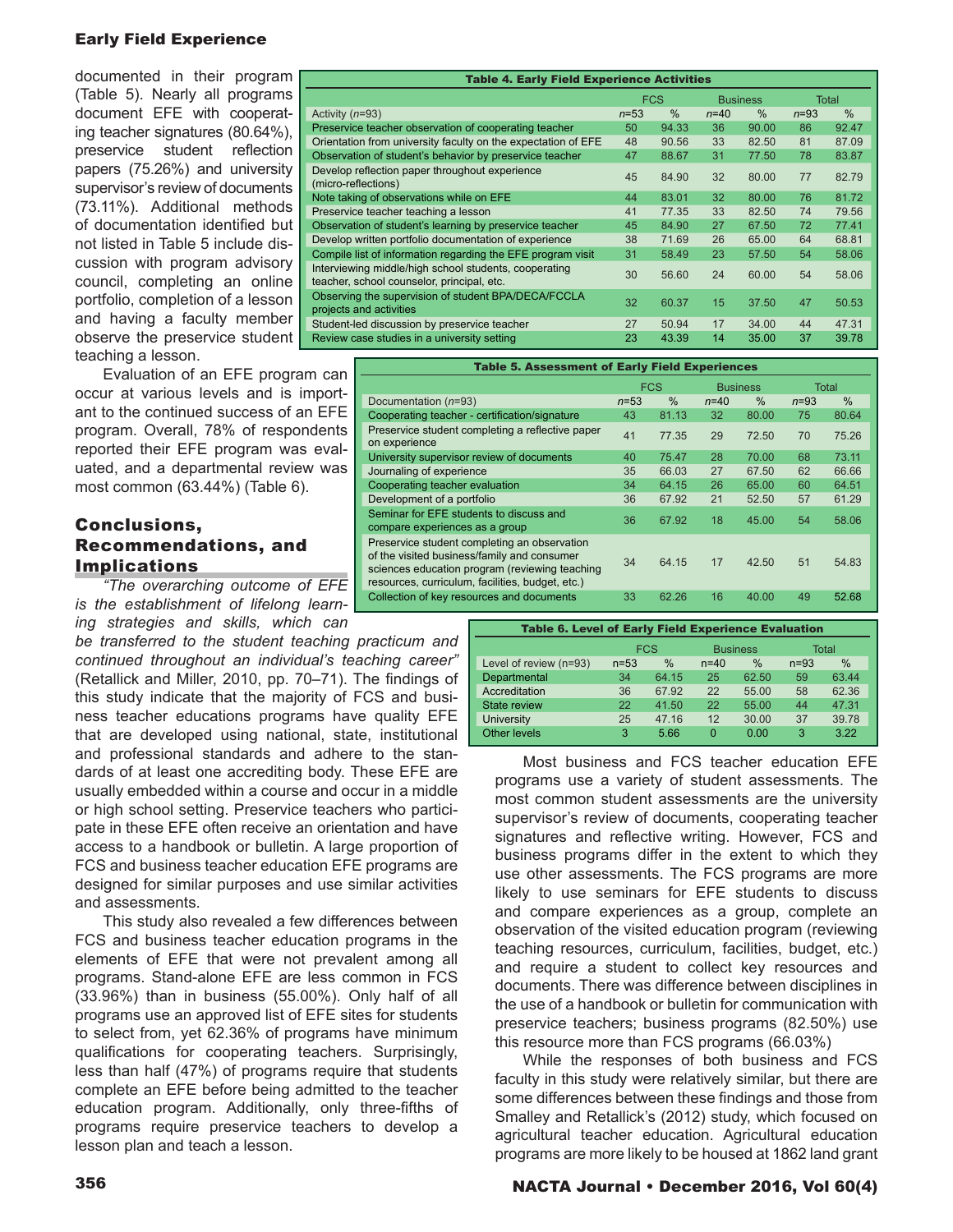documented in their program (Table 5). Nearly all programs document EFE with cooperating teacher signatures (80.64%), preservice student reflection papers (75.26%) and university supervisor's review of documents (73.11%). Additional methods of documentation identified but not listed in Table 5 include discussion with program advisory council, completing an online portfolio, completion of a lesson and having a faculty member observe the preservice student teaching a lesson.

**Table 4. Early Field Experience Activities**

| | FCS | | Business | | Total | |
|---|---|---|---|---|---|---|
| Activity (*n*=93) | *n*=53 | % | *n*=40 | % | *n*=93 | % |
| Preservice teacher observation of cooperating teacher | 50 | 94.33 | 36 | 90.00 | 86 | 92.47 |
| Orientation from university faculty on the expectation of EFE | 48 | 90.56 | 33 | 82.50 | 81 | 87.09 |
| Observation of student's behavior by preservice teacher | 47 | 88.67 | 31 | 77.50 | 78 | 83.87 |
| Develop reflection paper throughout experience (micro-reflections) | 45 | 84.90 | 32 | 80.00 | 77 | 82.79 |
| Note taking of observations while on EFE | 44 | 83.01 | 32 | 80.00 | 76 | 81.72 |
| Preservice teacher teaching a lesson | 41 | 77.35 | 33 | 82.50 | 74 | 79.56 |
| Observation of student's learning by preservice teacher | 45 | 84.90 | 27 | 67.50 | 72 | 77.41 |
| Develop written portfolio documentation of experience | 38 | 71.69 | 26 | 65.00 | 64 | 68.81 |
| Compile list of information regarding the EFE program visit | 31 | 58.49 | 23 | 57.50 | 54 | 58.06 |
| Interviewing middle/high school students, cooperating teacher, school counselor, principal, etc. | 30 | 56.60 | 24 | 60.00 | 54 | 58.06 |
| Observing the supervision of student BPA/DECA/FCCLA projects and activities | 32 | 60.37 | 15 | 37.50 | 47 | 50.53 |
| Student-led discussion by preservice teacher | 27 | 50.94 | 17 | 34.00 | 44 | 47.31 |
| Review case studies in a university setting | 23 | 43.39 | 14 | 35.00 | 37 | 39.78 |

Evaluation of an EFE program can occur at various levels and is important to the continued success of an EFE program. Overall, 78% of respondents reported their EFE program was evaluated, and a departmental review was most common (63.44%) (Table 6).

**Table 5. Assessment of Early Field Experiences**

| | FCS | | Business | | Total | |
|---|---|---|---|---|---|---|
| Documentation (*n*=93) | *n*=53 | % | *n*=40 | % | *n*=93 | % |
| Cooperating teacher - certification/signature | 43 | 81.13 | 32 | 80.00 | 75 | 80.64 |
| Preservice student completing a reflective paper on experience | 41 | 77.35 | 29 | 72.50 | 70 | 75.26 |
| University supervisor review of documents | 40 | 75.47 | 28 | 70.00 | 68 | 73.11 |
| Journaling of experience | 35 | 66.03 | 27 | 67.50 | 62 | 66.66 |
| Cooperating teacher evaluation | 34 | 64.15 | 26 | 65.00 | 60 | 64.51 |
| Development of a portfolio | 36 | 67.92 | 21 | 52.50 | 57 | 61.29 |
| Seminar for EFE students to discuss and compare experiences as a group | 36 | 67.92 | 18 | 45.00 | 54 | 58.06 |
| Preservice student completing an observation of the visited business/family and consumer sciences education program (reviewing teaching resources, curriculum, facilities, budget, etc.) | 34 | 64.15 | 17 | 42.50 | 51 | 54.83 |
| Collection of key resources and documents | 33 | 62.26 | 16 | 40.00 | 49 | 52.68 |

## Conclusions, Recommendations, and Implications

*"The overarching outcome of EFE is the establishment of lifelong learning strategies and skills, which can be transferred to the student teaching practicum and continued throughout an individual's teaching career"* (Retallick and Miller, 2010, pp. 70–71). The findings of this study indicate that the majority of FCS and business teacher educations programs have quality EFE that are developed using national, state, institutional and professional standards and adhere to the standards of at least one accrediting body. These EFE are usually embedded within a course and occur in a middle or high school setting. Preservice teachers who participate in these EFE often receive an orientation and have access to a handbook or bulletin. A large proportion of FCS and business teacher education EFE programs are designed for similar purposes and use similar activities and assessments.

This study also revealed a few differences between FCS and business teacher education programs in the elements of EFE that were not prevalent among all programs. Stand-alone EFE are less common in FCS (33.96%) than in business (55.00%). Only half of all programs use an approved list of EFE sites for students to select from, yet 62.36% of programs have minimum qualifications for cooperating teachers. Surprisingly, less than half (47%) of programs require that students complete an EFE before being admitted to the teacher education program. Additionally, only three-fifths of programs require preservice teachers to develop a lesson plan and teach a lesson.

**Table 6. Level of Early Field Experience Evaluation**

| | FCS | | Business | | Total | |
|---|---|---|---|---|---|---|
| Level of review (n=93) | n=53 | % | n=40 | % | n=93 | % |
| Departmental | 34 | 64.15 | 25 | 62.50 | 59 | 63.44 |
| Accreditation | 36 | 67.92 | 22 | 55.00 | 58 | 62.36 |
| State review | 22 | 41.50 | 22 | 55.00 | 44 | 47.31 |
| University | 25 | 47.16 | 12 | 30.00 | 37 | 39.78 |
| Other levels | 3 | 5.66 | 0 | 0.00 | 3 | 3.22 |

Most business and FCS teacher education EFE programs use a variety of student assessments. The most common student assessments are the university supervisor's review of documents, cooperating teacher signatures and reflective writing. However, FCS and business programs differ in the extent to which they use other assessments. The FCS programs are more likely to use seminars for EFE students to discuss and compare experiences as a group, complete an observation of the visited education program (reviewing teaching resources, curriculum, facilities, budget, etc.) and require a student to collect key resources and documents. There was difference between disciplines in the use of a handbook or bulletin for communication with preservice teachers; business programs (82.50%) use this resource more than FCS programs (66.03%)

While the responses of both business and FCS faculty in this study were relatively similar, but there are some differences between these findings and those from Smalley and Retallick's (2012) study, which focused on agricultural teacher education. Agricultural education programs are more likely to be housed at 1862 land grant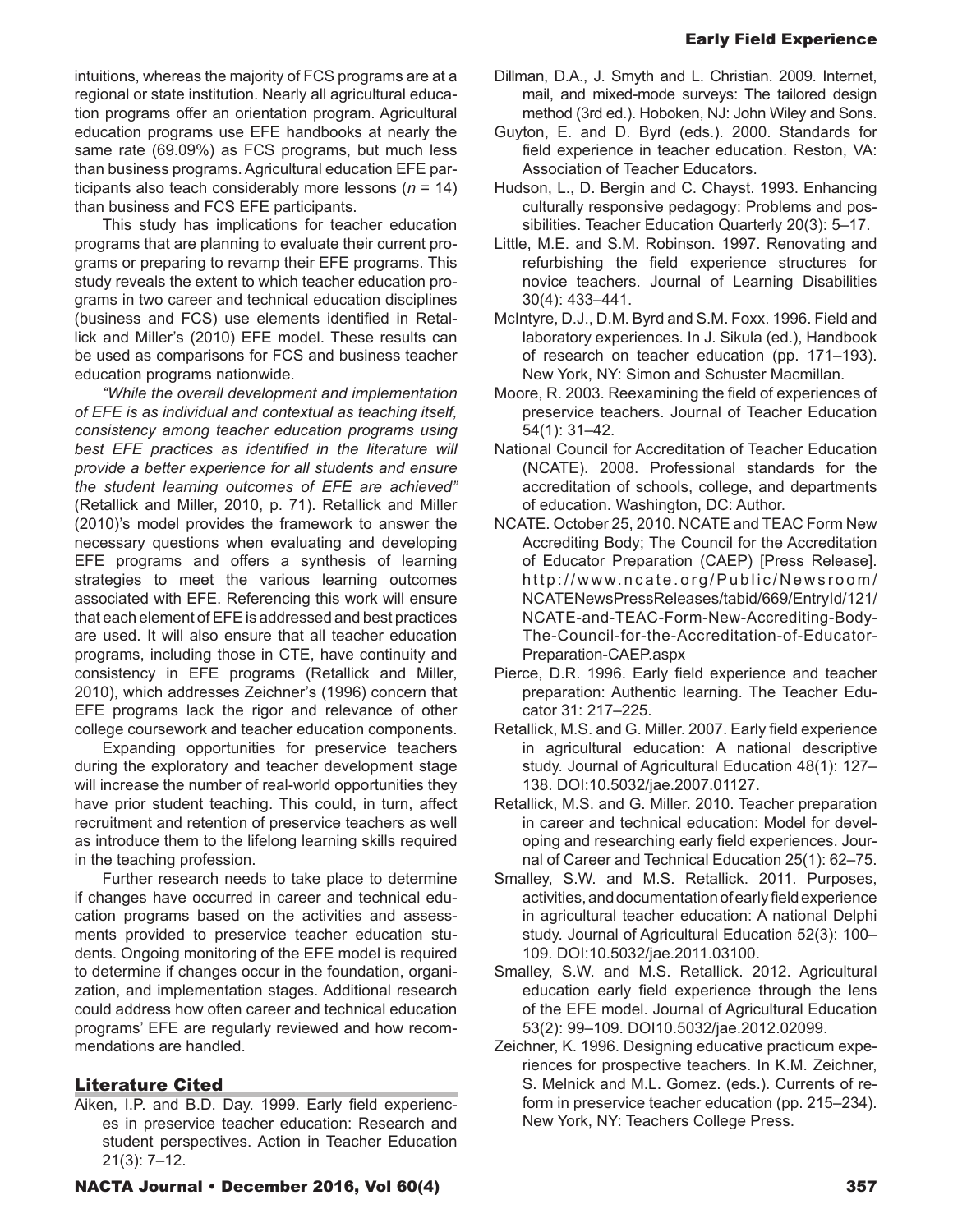intuitions, whereas the majority of FCS programs are at a regional or state institution. Nearly all agricultural education programs offer an orientation program. Agricultural education programs use EFE handbooks at nearly the same rate (69.09%) as FCS programs, but much less than business programs. Agricultural education EFE participants also teach considerably more lessons (*n* = 14) than business and FCS EFE participants.

This study has implications for teacher education programs that are planning to evaluate their current programs or preparing to revamp their EFE programs. This study reveals the extent to which teacher education programs in two career and technical education disciplines (business and FCS) use elements identified in Retallick and Miller's (2010) EFE model. These results can be used as comparisons for FCS and business teacher education programs nationwide.

*"While the overall development and implementation of EFE is as individual and contextual as teaching itself, consistency among teacher education programs using best EFE practices as identified in the literature will provide a better experience for all students and ensure the student learning outcomes of EFE are achieved"* (Retallick and Miller, 2010, p. 71). Retallick and Miller (2010)'s model provides the framework to answer the necessary questions when evaluating and developing EFE programs and offers a synthesis of learning strategies to meet the various learning outcomes associated with EFE. Referencing this work will ensure that each element of EFE is addressed and best practices are used. It will also ensure that all teacher education programs, including those in CTE, have continuity and consistency in EFE programs (Retallick and Miller, 2010), which addresses Zeichner's (1996) concern that EFE programs lack the rigor and relevance of other college coursework and teacher education components.

Expanding opportunities for preservice teachers during the exploratory and teacher development stage will increase the number of real-world opportunities they have prior student teaching. This could, in turn, affect recruitment and retention of preservice teachers as well as introduce them to the lifelong learning skills required in the teaching profession.

Further research needs to take place to determine if changes have occurred in career and technical education programs based on the activities and assessments provided to preservice teacher education students. Ongoing monitoring of the EFE model is required to determine if changes occur in the foundation, organization, and implementation stages. Additional research could address how often career and technical education programs' EFE are regularly reviewed and how recommendations are handled.

## Literature Cited

Aiken, I.P. and B.D. Day. 1999. Early field experiences in preservice teacher education: Research and student perspectives. Action in Teacher Education 21(3): 7–12.

Dillman, D.A., J. Smyth and L. Christian. 2009. Internet, mail, and mixed-mode surveys: The tailored design method (3rd ed.). Hoboken, NJ: John Wiley and Sons.

Guyton, E. and D. Byrd (eds.). 2000. Standards for field experience in teacher education. Reston, VA: Association of Teacher Educators.

Hudson, L., D. Bergin and C. Chayst. 1993. Enhancing culturally responsive pedagogy: Problems and possibilities. Teacher Education Quarterly 20(3): 5–17.

Little, M.E. and S.M. Robinson. 1997. Renovating and refurbishing the field experience structures for novice teachers. Journal of Learning Disabilities 30(4): 433–441.

McIntyre, D.J., D.M. Byrd and S.M. Foxx. 1996. Field and laboratory experiences. In J. Sikula (ed.), Handbook of research on teacher education (pp. 171–193). New York, NY: Simon and Schuster Macmillan.

Moore, R. 2003. Reexamining the field of experiences of preservice teachers. Journal of Teacher Education 54(1): 31–42.

National Council for Accreditation of Teacher Education (NCATE). 2008. Professional standards for the accreditation of schools, college, and departments of education. Washington, DC: Author.

NCATE. October 25, 2010. NCATE and TEAC Form New Accrediting Body; The Council for the Accreditation of Educator Preparation (CAEP) [Press Release]. http://www.ncate.org/Public/Newsroom/NCATENewsPressReleases/tabid/669/EntryId/121/NCATE-and-TEAC-Form-New-Accrediting-Body-The-Council-for-the-Accreditation-of-Educator-Preparation-CAEP.aspx

Pierce, D.R. 1996. Early field experience and teacher preparation: Authentic learning. The Teacher Educator 31: 217–225.

Retallick, M.S. and G. Miller. 2007. Early field experience in agricultural education: A national descriptive study. Journal of Agricultural Education 48(1): 127–138. DOI:10.5032/jae.2007.01127.

Retallick, M.S. and G. Miller. 2010. Teacher preparation in career and technical education: Model for developing and researching early field experiences. Journal of Career and Technical Education 25(1): 62–75.

Smalley, S.W. and M.S. Retallick. 2011. Purposes, activities, and documentation of early field experience in agricultural teacher education: A national Delphi study. Journal of Agricultural Education 52(3): 100–109. DOI:10.5032/jae.2011.03100.

Smalley, S.W. and M.S. Retallick. 2012. Agricultural education early field experience through the lens of the EFE model. Journal of Agricultural Education 53(2): 99–109. DOI10.5032/jae.2012.02099.

Zeichner, K. 1996. Designing educative practicum experiences for prospective teachers. In K.M. Zeichner, S. Melnick and M.L. Gomez. (eds.). Currents of reform in preservice teacher education (pp. 215–234). New York, NY: Teachers College Press.